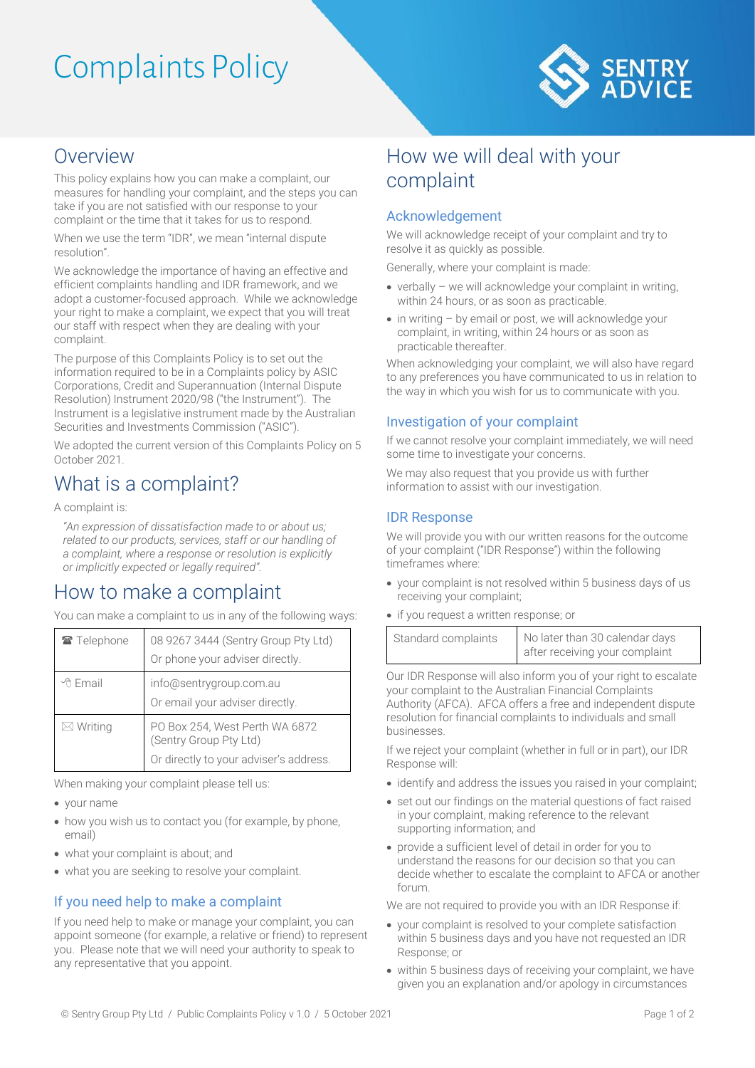# Complaints Policy

## Overview

This policy explains how you can make a complaint, our measures for handling your complaint, and the steps you can take if you are not satisfied with our response to your complaint or the time that it takes for us to respond.

When we use the term "IDR", we mean "internal dispute resolution".

We acknowledge the importance of having an effective and efficient complaints handling and IDR framework, and we adopt a customer-focused approach. While we acknowledge your right to make a complaint, we expect that you will treat our staff with respect when they are dealing with your complaint.

The purpose of this Complaints Policy is to set out the information required to be in a Complaints policy by ASIC Corporations, Credit and Superannuation (Internal Dispute Resolution) Instrument 2020/98 ("the Instrument"). The Instrument is a legislative instrument made by the Australian Securities and Investments Commission ("ASIC").

We adopted the current version of this Complaints Policy on 5 October 2021.

## What is a complaint?

A complaint is:

> *"An expression of dissatisfaction made to or about us; related to our products, services, staff or our handling of a complaint, where a response or resolution is explicitly or implicitly expected or legally required".*

## How to make a complaint

You can make a complaint to us in any of the following ways:

| | |
|---|---|
| ☎ Telephone | 08 9267 3444 (Sentry Group Pty Ltd)<br>Or phone your adviser directly. |
| Email | info@sentrygroup.com.au<br>Or email your adviser directly. |
| ✉ Writing | PO Box 254, West Perth WA 6872 (Sentry Group Pty Ltd)<br>Or directly to your adviser's address. |

When making your complaint please tell us:

- your name
- how you wish us to contact you (for example, by phone, email)
- what your complaint is about; and
- what you are seeking to resolve your complaint.

### If you need help to make a complaint

If you need help to make or manage your complaint, you can appoint someone (for example, a relative or friend) to represent you. Please note that we will need your authority to speak to any representative that you appoint.

## How we will deal with your complaint

### Acknowledgement

We will acknowledge receipt of your complaint and try to resolve it as quickly as possible.

Generally, where your complaint is made:

- verbally – we will acknowledge your complaint in writing, within 24 hours, or as soon as practicable.
- in writing – by email or post, we will acknowledge your complaint, in writing, within 24 hours or as soon as practicable thereafter.

When acknowledging your complaint, we will also have regard to any preferences you have communicated to us in relation to the way in which you wish for us to communicate with you.

### Investigation of your complaint

If we cannot resolve your complaint immediately, we will need some time to investigate your concerns.

We may also request that you provide us with further information to assist with our investigation.

### IDR Response

We will provide you with our written reasons for the outcome of your complaint ("IDR Response") within the following timeframes where:

- your complaint is not resolved within 5 business days of us receiving your complaint;
- if you request a written response; or

| | |
|---|---|
| Standard complaints | No later than 30 calendar days after receiving your complaint |

Our IDR Response will also inform you of your right to escalate your complaint to the Australian Financial Complaints Authority (AFCA). AFCA offers a free and independent dispute resolution for financial complaints to individuals and small businesses.

If we reject your complaint (whether in full or in part), our IDR Response will:

- identify and address the issues you raised in your complaint;
- set out our findings on the material questions of fact raised in your complaint, making reference to the relevant supporting information; and
- provide a sufficient level of detail in order for you to understand the reasons for our decision so that you can decide whether to escalate the complaint to AFCA or another forum.

We are not required to provide you with an IDR Response if:

- your complaint is resolved to your complete satisfaction within 5 business days and you have not requested an IDR Response; or
- within 5 business days of receiving your complaint, we have given you an explanation and/or apology in circumstances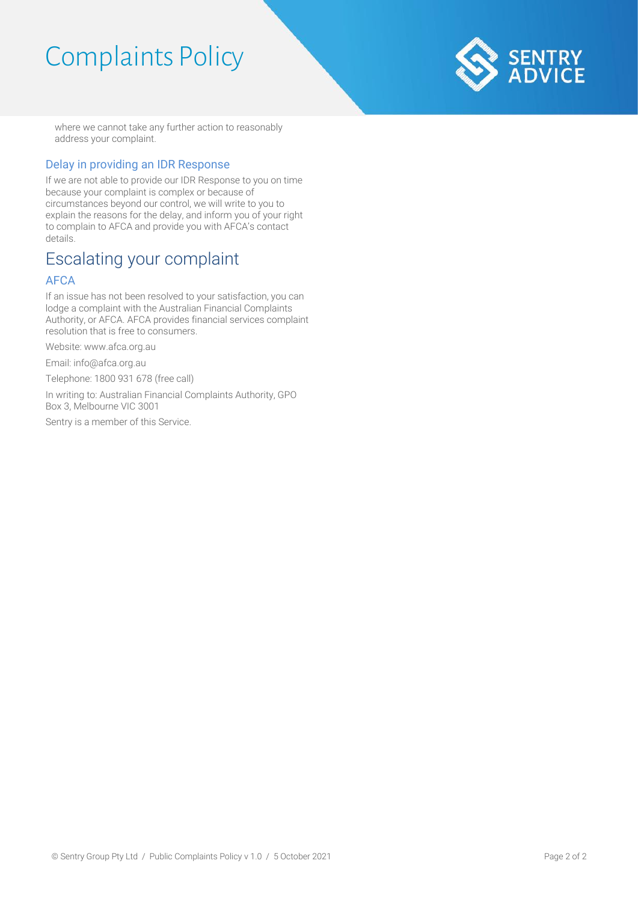where we cannot take any further action to reasonably address your complaint.

### Delay in providing an IDR Response

If we are not able to provide our IDR Response to you on time because your complaint is complex or because of circumstances beyond our control, we will write to you to explain the reasons for the delay, and inform you of your right to complain to AFCA and provide you with AFCA's contact details.

## Escalating your complaint

### AFCA

If an issue has not been resolved to your satisfaction, you can lodge a complaint with the Australian Financial Complaints Authority, or AFCA. AFCA provides financial services complaint resolution that is free to consumers.

Website: www.afca.org.au

Email: info@afca.org.au

Telephone: 1800 931 678 (free call)

In writing to: Australian Financial Complaints Authority, GPO Box 3, Melbourne VIC 3001

Sentry is a member of this Service.